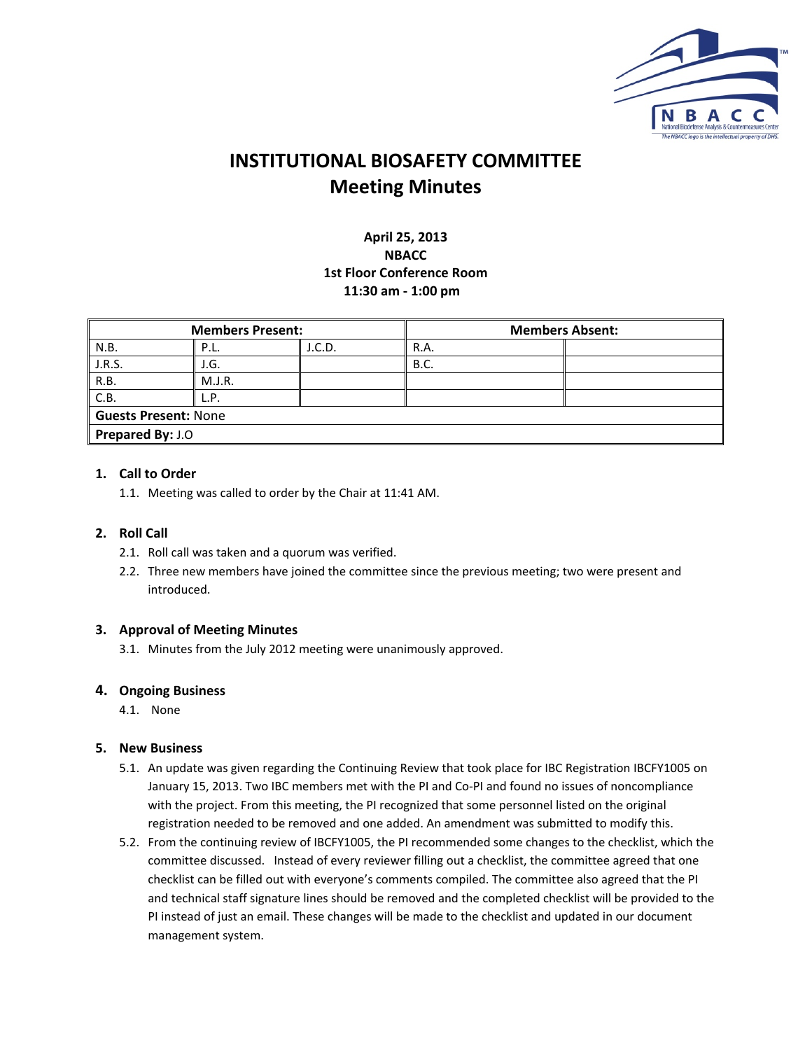# INSTITUTIONAL BIOSAFETY COMMITTEE
# Meeting Minutes

**April 25, 2013**
**NBACC**
**1st Floor Conference Room**
**11:30 am - 1:00 pm**

| Members Present: | | | Members Absent: | |
|---|---|---|---|---|
| N.B. | P.L. | J.C.D. | R.A. | |
| J.R.S. | J.G. | | B.C. | |
| R.B. | M.J.R. | | | |
| C.B. | L.P. | | | |
| **Guests Present:** None | | | | |
| **Prepared By:** J.O | | | | |

## 1. Call to Order

1.1. Meeting was called to order by the Chair at 11:41 AM.

## 2. Roll Call

2.1. Roll call was taken and a quorum was verified.

2.2. Three new members have joined the committee since the previous meeting; two were present and introduced.

## 3. Approval of Meeting Minutes

3.1. Minutes from the July 2012 meeting were unanimously approved.

## 4. Ongoing Business

4.1. None

## 5. New Business

5.1. An update was given regarding the Continuing Review that took place for IBC Registration IBCFY1005 on January 15, 2013. Two IBC members met with the PI and Co-PI and found no issues of noncompliance with the project. From this meeting, the PI recognized that some personnel listed on the original registration needed to be removed and one added. An amendment was submitted to modify this.

5.2. From the continuing review of IBCFY1005, the PI recommended some changes to the checklist, which the committee discussed. Instead of every reviewer filling out a checklist, the committee agreed that one checklist can be filled out with everyone's comments compiled. The committee also agreed that the PI and technical staff signature lines should be removed and the completed checklist will be provided to the PI instead of just an email. These changes will be made to the checklist and updated in our document management system.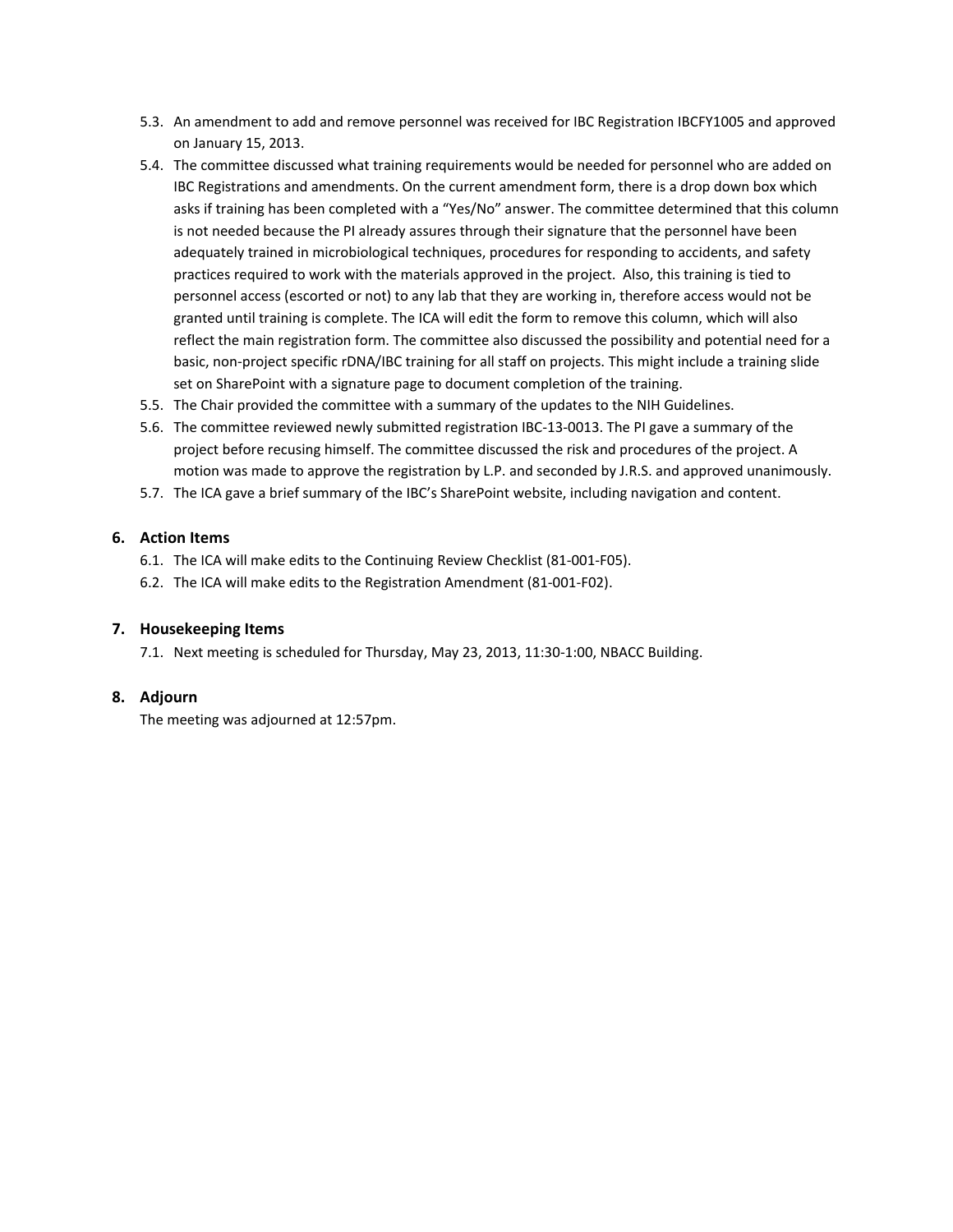5.3. An amendment to add and remove personnel was received for IBC Registration IBCFY1005 and approved on January 15, 2013.

5.4. The committee discussed what training requirements would be needed for personnel who are added on IBC Registrations and amendments. On the current amendment form, there is a drop down box which asks if training has been completed with a "Yes/No" answer. The committee determined that this column is not needed because the PI already assures through their signature that the personnel have been adequately trained in microbiological techniques, procedures for responding to accidents, and safety practices required to work with the materials approved in the project. Also, this training is tied to personnel access (escorted or not) to any lab that they are working in, therefore access would not be granted until training is complete. The ICA will edit the form to remove this column, which will also reflect the main registration form. The committee also discussed the possibility and potential need for a basic, non-project specific rDNA/IBC training for all staff on projects. This might include a training slide set on SharePoint with a signature page to document completion of the training.

5.5. The Chair provided the committee with a summary of the updates to the NIH Guidelines.

5.6. The committee reviewed newly submitted registration IBC-13-0013. The PI gave a summary of the project before recusing himself. The committee discussed the risk and procedures of the project. A motion was made to approve the registration by L.P. and seconded by J.R.S. and approved unanimously.

5.7. The ICA gave a brief summary of the IBC's SharePoint website, including navigation and content.

## 6. Action Items

6.1. The ICA will make edits to the Continuing Review Checklist (81-001-F05).

6.2. The ICA will make edits to the Registration Amendment (81-001-F02).

## 7. Housekeeping Items

7.1. Next meeting is scheduled for Thursday, May 23, 2013, 11:30-1:00, NBACC Building.

## 8. Adjourn

The meeting was adjourned at 12:57pm.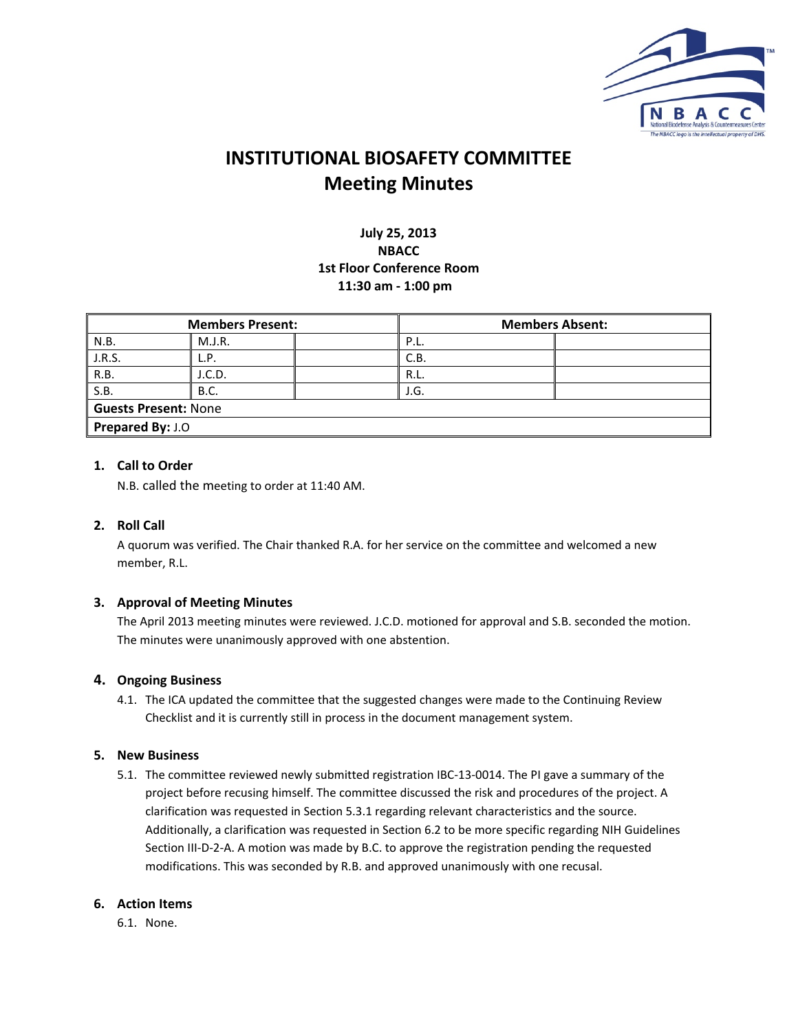# INSTITUTIONAL BIOSAFETY COMMITTEE
## Meeting Minutes

**July 25, 2013**
**NBACC**
**1st Floor Conference Room**
**11:30 am - 1:00 pm**

| Members Present: | | | Members Absent: | |
|---|---|---|---|---|
| N.B. | M.J.R. | | P.L. | |
| J.R.S. | L.P. | | C.B. | |
| R.B. | J.C.D. | | R.L. | |
| S.B. | B.C. | | J.G. | |
| **Guests Present:** None | | | | |
| **Prepared By:** J.O | | | | |

### 1. Call to Order

N.B. called the meeting to order at 11:40 AM.

### 2. Roll Call

A quorum was verified. The Chair thanked R.A. for her service on the committee and welcomed a new member, R.L.

### 3. Approval of Meeting Minutes

The April 2013 meeting minutes were reviewed. J.C.D. motioned for approval and S.B. seconded the motion. The minutes were unanimously approved with one abstention.

### 4. Ongoing Business

4.1. The ICA updated the committee that the suggested changes were made to the Continuing Review Checklist and it is currently still in process in the document management system.

### 5. New Business

5.1. The committee reviewed newly submitted registration IBC-13-0014. The PI gave a summary of the project before recusing himself. The committee discussed the risk and procedures of the project. A clarification was requested in Section 5.3.1 regarding relevant characteristics and the source. Additionally, a clarification was requested in Section 6.2 to be more specific regarding NIH Guidelines Section III-D-2-A. A motion was made by B.C. to approve the registration pending the requested modifications. This was seconded by R.B. and approved unanimously with one recusal.

### 6. Action Items

6.1. None.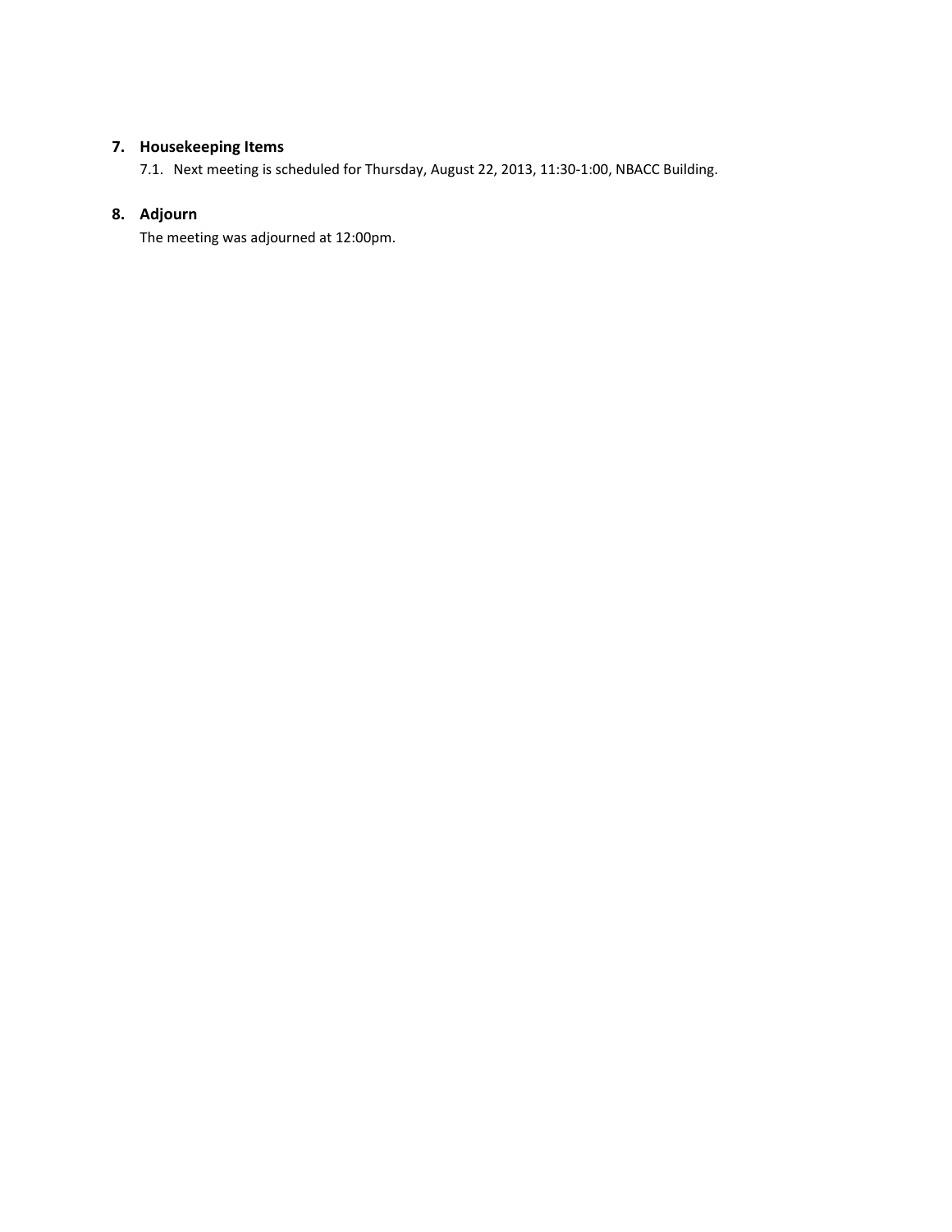## 7. Housekeeping Items

7.1. Next meeting is scheduled for Thursday, August 22, 2013, 11:30-1:00, NBACC Building.

## 8. Adjourn

The meeting was adjourned at 12:00pm.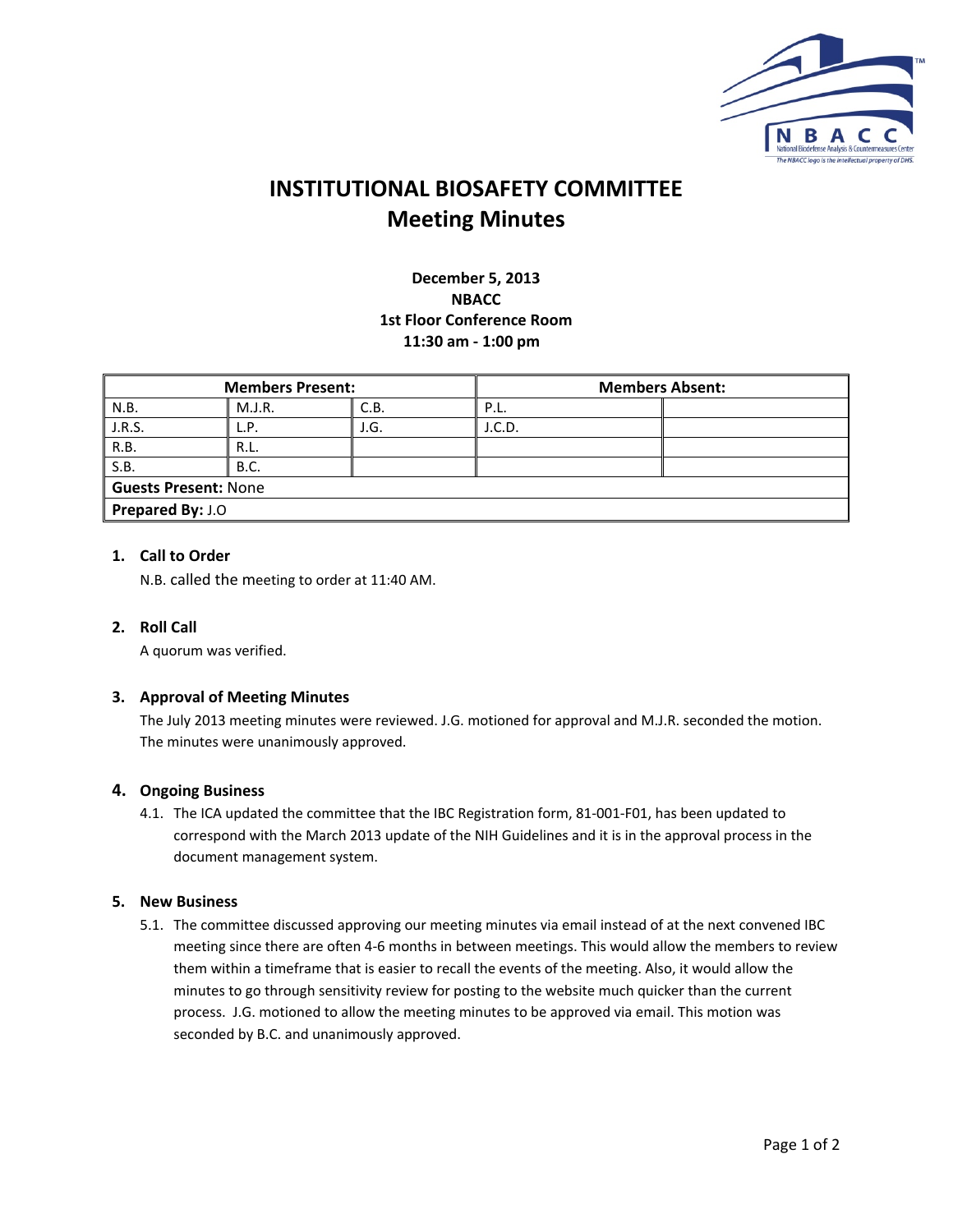# INSTITUTIONAL BIOSAFETY COMMITTEE
## Meeting Minutes

**December 5, 2013**
**NBACC**
**1st Floor Conference Room**
**11:30 am - 1:00 pm**

| Members Present: | | | Members Absent: | |
|---|---|---|---|---|
| N.B. | M.J.R. | C.B. | P.L. | |
| J.R.S. | L.P. | J.G. | J.C.D. | |
| R.B. | R.L. | | | |
| S.B. | B.C. | | | |
| **Guests Present:** None | | | | |
| **Prepared By:** J.O | | | | |

### 1. Call to Order

N.B. called the meeting to order at 11:40 AM.

### 2. Roll Call

A quorum was verified.

### 3. Approval of Meeting Minutes

The July 2013 meeting minutes were reviewed. J.G. motioned for approval and M.J.R. seconded the motion. The minutes were unanimously approved.

### 4. Ongoing Business

4.1. The ICA updated the committee that the IBC Registration form, 81-001-F01, has been updated to correspond with the March 2013 update of the NIH Guidelines and it is in the approval process in the document management system.

### 5. New Business

5.1. The committee discussed approving our meeting minutes via email instead of at the next convened IBC meeting since there are often 4-6 months in between meetings. This would allow the members to review them within a timeframe that is easier to recall the events of the meeting. Also, it would allow the minutes to go through sensitivity review for posting to the website much quicker than the current process. J.G. motioned to allow the meeting minutes to be approved via email. This motion was seconded by B.C. and unanimously approved.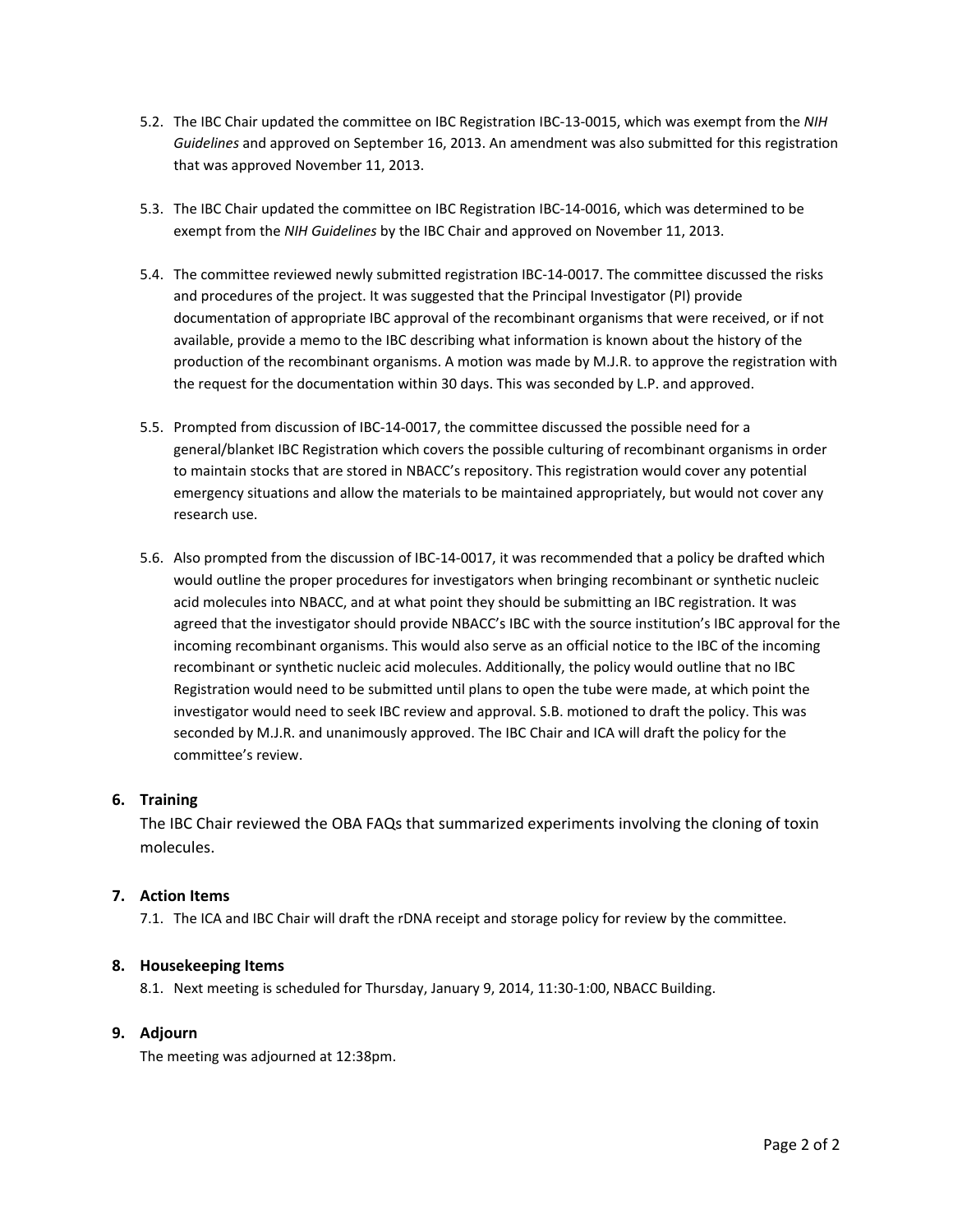5.2. The IBC Chair updated the committee on IBC Registration IBC-13-0015, which was exempt from the *NIH Guidelines* and approved on September 16, 2013. An amendment was also submitted for this registration that was approved November 11, 2013.

5.3. The IBC Chair updated the committee on IBC Registration IBC-14-0016, which was determined to be exempt from the *NIH Guidelines* by the IBC Chair and approved on November 11, 2013.

5.4. The committee reviewed newly submitted registration IBC-14-0017. The committee discussed the risks and procedures of the project. It was suggested that the Principal Investigator (PI) provide documentation of appropriate IBC approval of the recombinant organisms that were received, or if not available, provide a memo to the IBC describing what information is known about the history of the production of the recombinant organisms. A motion was made by M.J.R. to approve the registration with the request for the documentation within 30 days. This was seconded by L.P. and approved.

5.5. Prompted from discussion of IBC-14-0017, the committee discussed the possible need for a general/blanket IBC Registration which covers the possible culturing of recombinant organisms in order to maintain stocks that are stored in NBACC's repository. This registration would cover any potential emergency situations and allow the materials to be maintained appropriately, but would not cover any research use.

5.6. Also prompted from the discussion of IBC-14-0017, it was recommended that a policy be drafted which would outline the proper procedures for investigators when bringing recombinant or synthetic nucleic acid molecules into NBACC, and at what point they should be submitting an IBC registration. It was agreed that the investigator should provide NBACC's IBC with the source institution's IBC approval for the incoming recombinant organisms. This would also serve as an official notice to the IBC of the incoming recombinant or synthetic nucleic acid molecules. Additionally, the policy would outline that no IBC Registration would need to be submitted until plans to open the tube were made, at which point the investigator would need to seek IBC review and approval. S.B. motioned to draft the policy. This was seconded by M.J.R. and unanimously approved. The IBC Chair and ICA will draft the policy for the committee's review.

## 6. Training

The IBC Chair reviewed the OBA FAQs that summarized experiments involving the cloning of toxin molecules.

## 7. Action Items

7.1. The ICA and IBC Chair will draft the rDNA receipt and storage policy for review by the committee.

## 8. Housekeeping Items

8.1. Next meeting is scheduled for Thursday, January 9, 2014, 11:30-1:00, NBACC Building.

## 9. Adjourn

The meeting was adjourned at 12:38pm.